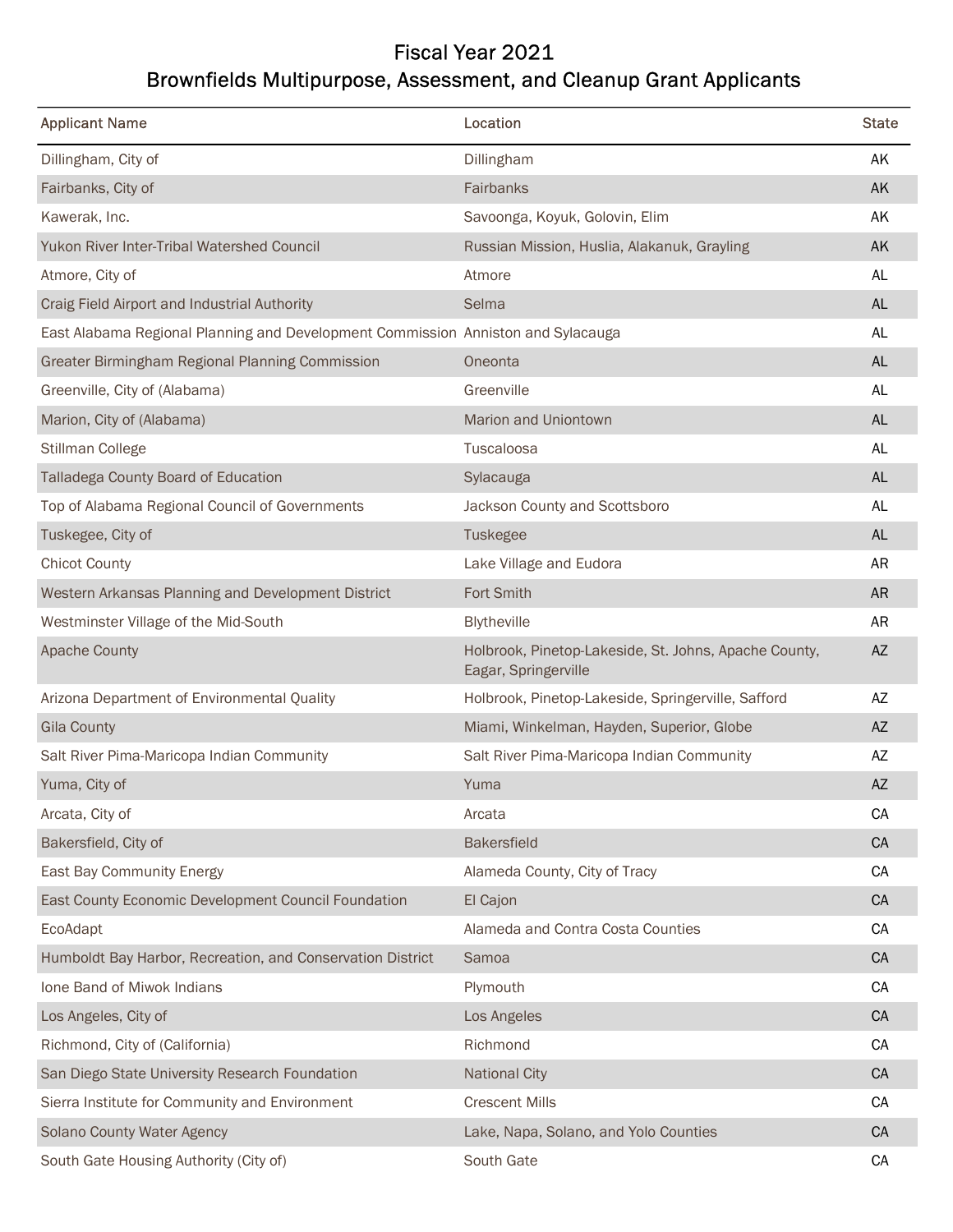# Fiscal Year 2021
## Brownfields Multipurpose, Assessment, and Cleanup Grant Applicants

| Applicant Name | Location | State |
|---|---|---|
| Dillingham, City of | Dillingham | AK |
| Fairbanks, City of | Fairbanks | AK |
| Kawerak, Inc. | Savoonga, Koyuk, Golovin, Elim | AK |
| Yukon River Inter-Tribal Watershed Council | Russian Mission, Huslia, Alakanuk, Grayling | AK |
| Atmore, City of | Atmore | AL |
| Craig Field Airport and Industrial Authority | Selma | AL |
| East Alabama Regional Planning and Development Commission | Anniston and Sylacauga | AL |
| Greater Birmingham Regional Planning Commission | Oneonta | AL |
| Greenville, City of (Alabama) | Greenville | AL |
| Marion, City of (Alabama) | Marion and Uniontown | AL |
| Stillman College | Tuscaloosa | AL |
| Talladega County Board of Education | Sylacauga | AL |
| Top of Alabama Regional Council of Governments | Jackson County and Scottsboro | AL |
| Tuskegee, City of | Tuskegee | AL |
| Chicot County | Lake Village and Eudora | AR |
| Western Arkansas Planning and Development District | Fort Smith | AR |
| Westminster Village of the Mid-South | Blytheville | AR |
| Apache County | Holbrook, Pinetop-Lakeside, St. Johns, Apache County, Eagar, Springerville | AZ |
| Arizona Department of Environmental Quality | Holbrook, Pinetop-Lakeside, Springerville, Safford | AZ |
| Gila County | Miami, Winkelman, Hayden, Superior, Globe | AZ |
| Salt River Pima-Maricopa Indian Community | Salt River Pima-Maricopa Indian Community | AZ |
| Yuma, City of | Yuma | AZ |
| Arcata, City of | Arcata | CA |
| Bakersfield, City of | Bakersfield | CA |
| East Bay Community Energy | Alameda County, City of Tracy | CA |
| East County Economic Development Council Foundation | El Cajon | CA |
| EcoAdapt | Alameda and Contra Costa Counties | CA |
| Humboldt Bay Harbor, Recreation, and Conservation District | Samoa | CA |
| Ione Band of Miwok Indians | Plymouth | CA |
| Los Angeles, City of | Los Angeles | CA |
| Richmond, City of (California) | Richmond | CA |
| San Diego State University Research Foundation | National City | CA |
| Sierra Institute for Community and Environment | Crescent Mills | CA |
| Solano County Water Agency | Lake, Napa, Solano, and Yolo Counties | CA |
| South Gate Housing Authority (City of) | South Gate | CA |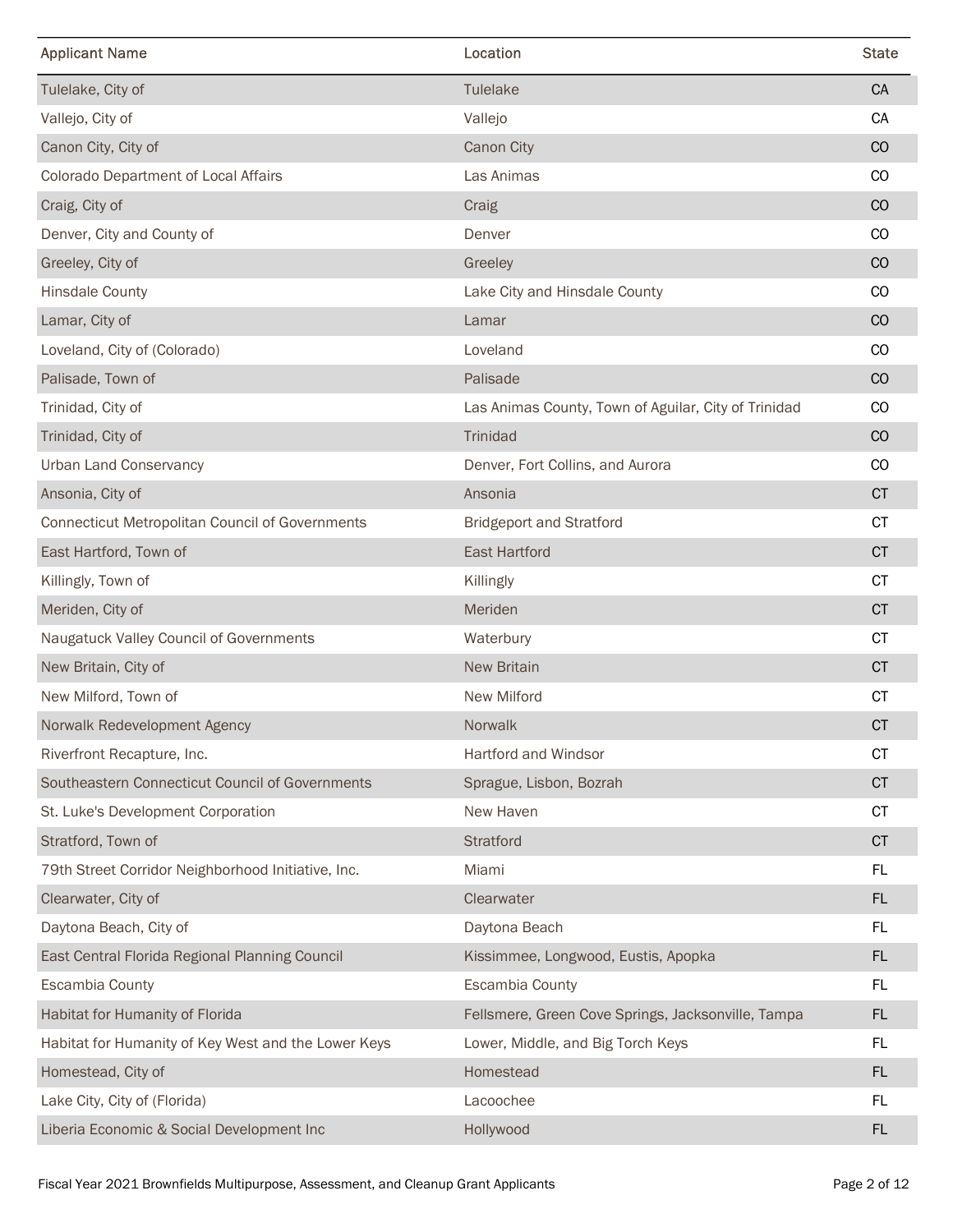| Applicant Name | Location | State |
|---|---|---|
| Tulelake, City of | Tulelake | CA |
| Vallejo, City of | Vallejo | CA |
| Canon City, City of | Canon City | CO |
| Colorado Department of Local Affairs | Las Animas | CO |
| Craig, City of | Craig | CO |
| Denver, City and County of | Denver | CO |
| Greeley, City of | Greeley | CO |
| Hinsdale County | Lake City and Hinsdale County | CO |
| Lamar, City of | Lamar | CO |
| Loveland, City of (Colorado) | Loveland | CO |
| Palisade, Town of | Palisade | CO |
| Trinidad, City of | Las Animas County, Town of Aguilar, City of Trinidad | CO |
| Trinidad, City of | Trinidad | CO |
| Urban Land Conservancy | Denver, Fort Collins, and Aurora | CO |
| Ansonia, City of | Ansonia | CT |
| Connecticut Metropolitan Council of Governments | Bridgeport and Stratford | CT |
| East Hartford, Town of | East Hartford | CT |
| Killingly, Town of | Killingly | CT |
| Meriden, City of | Meriden | CT |
| Naugatuck Valley Council of Governments | Waterbury | CT |
| New Britain, City of | New Britain | CT |
| New Milford, Town of | New Milford | CT |
| Norwalk Redevelopment Agency | Norwalk | CT |
| Riverfront Recapture, Inc. | Hartford and Windsor | CT |
| Southeastern Connecticut Council of Governments | Sprague, Lisbon, Bozrah | CT |
| St. Luke's Development Corporation | New Haven | CT |
| Stratford, Town of | Stratford | CT |
| 79th Street Corridor Neighborhood Initiative, Inc. | Miami | FL |
| Clearwater, City of | Clearwater | FL |
| Daytona Beach, City of | Daytona Beach | FL |
| East Central Florida Regional Planning Council | Kissimmee, Longwood, Eustis, Apopka | FL |
| Escambia County | Escambia County | FL |
| Habitat for Humanity of Florida | Fellsmere, Green Cove Springs, Jacksonville, Tampa | FL |
| Habitat for Humanity of Key West and the Lower Keys | Lower, Middle, and Big Torch Keys | FL |
| Homestead, City of | Homestead | FL |
| Lake City, City of (Florida) | Lacoochee | FL |
| Liberia Economic & Social Development Inc | Hollywood | FL |

Fiscal Year 2021 Brownfields Multipurpose, Assessment, and Cleanup Grant Applicants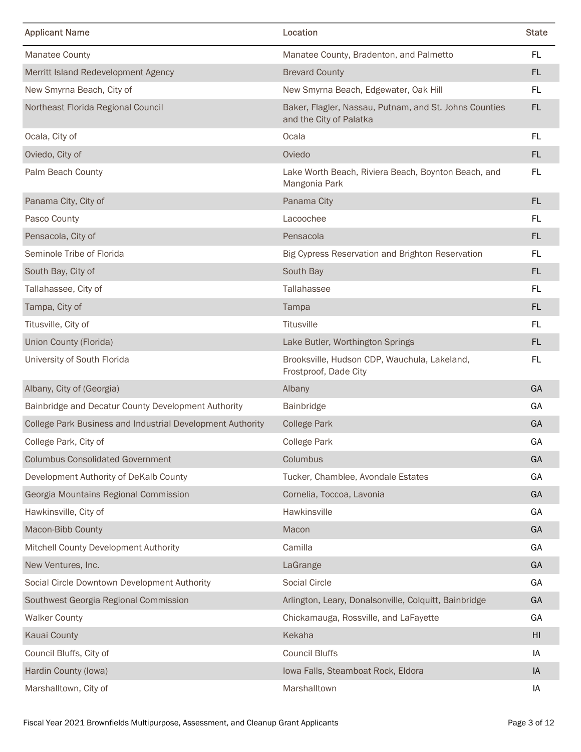| Applicant Name | Location | State |
|---|---|---|
| Manatee County | Manatee County, Bradenton, and Palmetto | FL |
| Merritt Island Redevelopment Agency | Brevard County | FL |
| New Smyrna Beach, City of | New Smyrna Beach, Edgewater, Oak Hill | FL |
| Northeast Florida Regional Council | Baker, Flagler, Nassau, Putnam, and St. Johns Counties and the City of Palatka | FL |
| Ocala, City of | Ocala | FL |
| Oviedo, City of | Oviedo | FL |
| Palm Beach County | Lake Worth Beach, Riviera Beach, Boynton Beach, and Mangonia Park | FL |
| Panama City, City of | Panama City | FL |
| Pasco County | Lacoochee | FL |
| Pensacola, City of | Pensacola | FL |
| Seminole Tribe of Florida | Big Cypress Reservation and Brighton Reservation | FL |
| South Bay, City of | South Bay | FL |
| Tallahassee, City of | Tallahassee | FL |
| Tampa, City of | Tampa | FL |
| Titusville, City of | Titusville | FL |
| Union County (Florida) | Lake Butler, Worthington Springs | FL |
| University of South Florida | Brooksville, Hudson CDP, Wauchula, Lakeland, Frostproof, Dade City | FL |
| Albany, City of (Georgia) | Albany | GA |
| Bainbridge and Decatur County Development Authority | Bainbridge | GA |
| College Park Business and Industrial Development Authority | College Park | GA |
| College Park, City of | College Park | GA |
| Columbus Consolidated Government | Columbus | GA |
| Development Authority of DeKalb County | Tucker, Chamblee, Avondale Estates | GA |
| Georgia Mountains Regional Commission | Cornelia, Toccoa, Lavonia | GA |
| Hawkinsville, City of | Hawkinsville | GA |
| Macon-Bibb County | Macon | GA |
| Mitchell County Development Authority | Camilla | GA |
| New Ventures, Inc. | LaGrange | GA |
| Social Circle Downtown Development Authority | Social Circle | GA |
| Southwest Georgia Regional Commission | Arlington, Leary, Donalsonville, Colquitt, Bainbridge | GA |
| Walker County | Chickamauga, Rossville, and LaFayette | GA |
| Kauai County | Kekaha | HI |
| Council Bluffs, City of | Council Bluffs | IA |
| Hardin County (Iowa) | Iowa Falls, Steamboat Rock, Eldora | IA |
| Marshalltown, City of | Marshalltown | IA |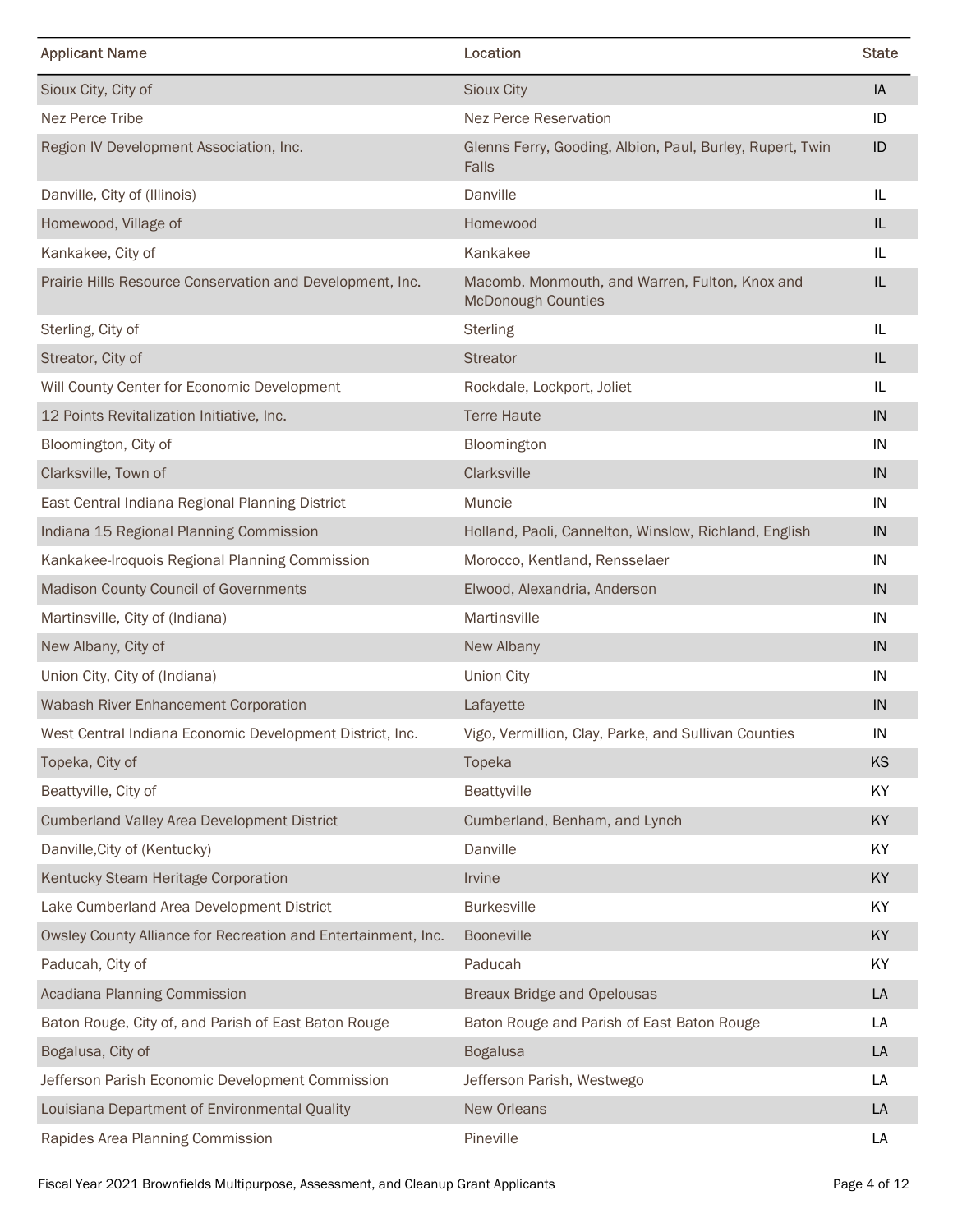| Applicant Name | Location | State |
|---|---|---|
| Sioux City, City of | Sioux City | IA |
| Nez Perce Tribe | Nez Perce Reservation | ID |
| Region IV Development Association, Inc. | Glenns Ferry, Gooding, Albion, Paul, Burley, Rupert, Twin Falls | ID |
| Danville, City of (Illinois) | Danville | IL |
| Homewood, Village of | Homewood | IL |
| Kankakee, City of | Kankakee | IL |
| Prairie Hills Resource Conservation and Development, Inc. | Macomb, Monmouth, and Warren, Fulton, Knox and McDonough Counties | IL |
| Sterling, City of | Sterling | IL |
| Streator, City of | Streator | IL |
| Will County Center for Economic Development | Rockdale, Lockport, Joliet | IL |
| 12 Points Revitalization Initiative, Inc. | Terre Haute | IN |
| Bloomington, City of | Bloomington | IN |
| Clarksville, Town of | Clarksville | IN |
| East Central Indiana Regional Planning District | Muncie | IN |
| Indiana 15 Regional Planning Commission | Holland, Paoli, Cannelton, Winslow, Richland, English | IN |
| Kankakee-Iroquois Regional Planning Commission | Morocco, Kentland, Rensselaer | IN |
| Madison County Council of Governments | Elwood, Alexandria, Anderson | IN |
| Martinsville, City of (Indiana) | Martinsville | IN |
| New Albany, City of | New Albany | IN |
| Union City, City of (Indiana) | Union City | IN |
| Wabash River Enhancement Corporation | Lafayette | IN |
| West Central Indiana Economic Development District, Inc. | Vigo, Vermillion, Clay, Parke, and Sullivan Counties | IN |
| Topeka, City of | Topeka | KS |
| Beattyville, City of | Beattyville | KY |
| Cumberland Valley Area Development District | Cumberland, Benham, and Lynch | KY |
| Danville,City of (Kentucky) | Danville | KY |
| Kentucky Steam Heritage Corporation | Irvine | KY |
| Lake Cumberland Area Development District | Burkesville | KY |
| Owsley County Alliance for Recreation and Entertainment, Inc. | Booneville | KY |
| Paducah, City of | Paducah | KY |
| Acadiana Planning Commission | Breaux Bridge and Opelousas | LA |
| Baton Rouge, City of, and Parish of East Baton Rouge | Baton Rouge and Parish of East Baton Rouge | LA |
| Bogalusa, City of | Bogalusa | LA |
| Jefferson Parish Economic Development Commission | Jefferson Parish, Westwego | LA |
| Louisiana Department of Environmental Quality | New Orleans | LA |
| Rapides Area Planning Commission | Pineville | LA |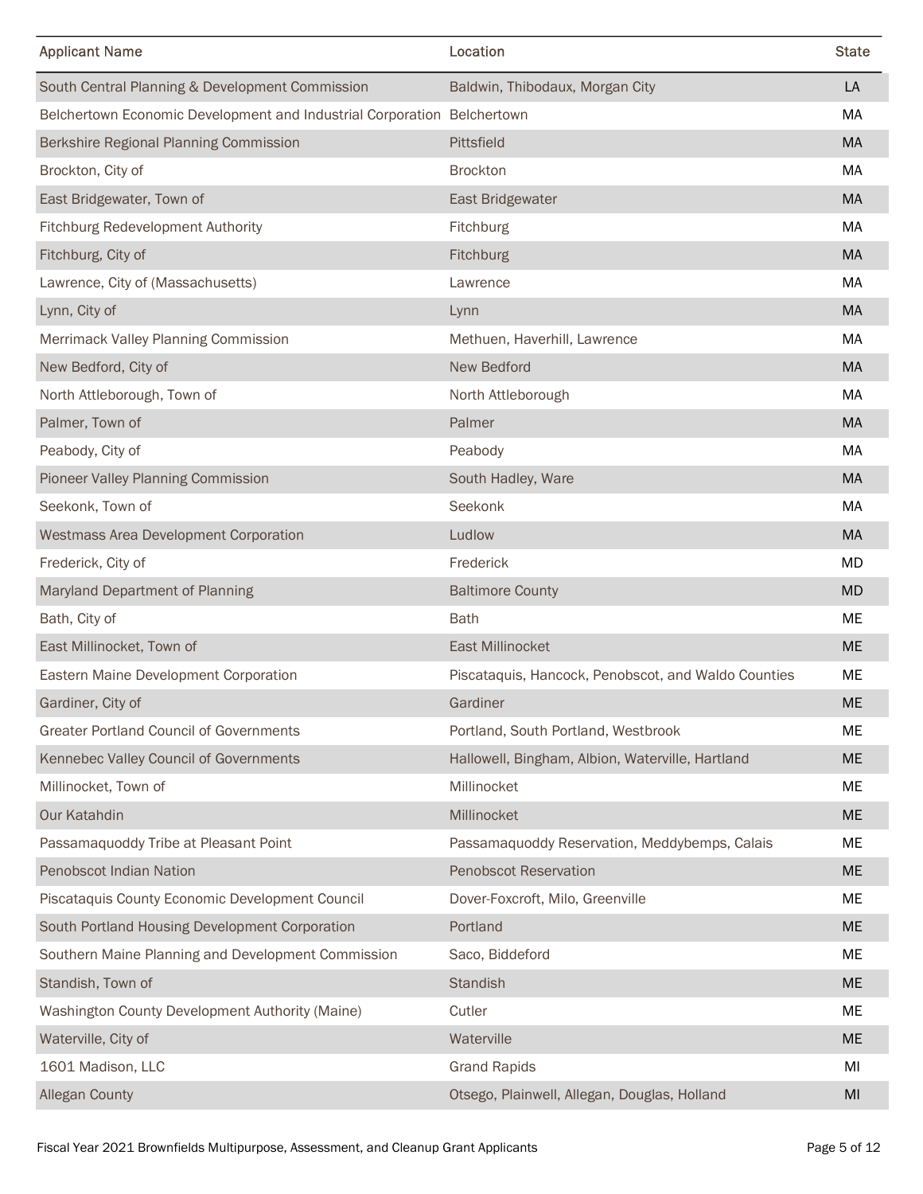| Applicant Name | Location | State |
|---|---|---|
| South Central Planning & Development Commission | Baldwin, Thibodaux, Morgan City | LA |
| Belchertown Economic Development and Industrial Corporation | Belchertown | MA |
| Berkshire Regional Planning Commission | Pittsfield | MA |
| Brockton, City of | Brockton | MA |
| East Bridgewater, Town of | East Bridgewater | MA |
| Fitchburg Redevelopment Authority | Fitchburg | MA |
| Fitchburg, City of | Fitchburg | MA |
| Lawrence, City of (Massachusetts) | Lawrence | MA |
| Lynn, City of | Lynn | MA |
| Merrimack Valley Planning Commission | Methuen, Haverhill, Lawrence | MA |
| New Bedford, City of | New Bedford | MA |
| North Attleborough, Town of | North Attleborough | MA |
| Palmer, Town of | Palmer | MA |
| Peabody, City of | Peabody | MA |
| Pioneer Valley Planning Commission | South Hadley, Ware | MA |
| Seekonk, Town of | Seekonk | MA |
| Westmass Area Development Corporation | Ludlow | MA |
| Frederick, City of | Frederick | MD |
| Maryland Department of Planning | Baltimore County | MD |
| Bath, City of | Bath | ME |
| East Millinocket, Town of | East Millinocket | ME |
| Eastern Maine Development Corporation | Piscataquis, Hancock, Penobscot, and Waldo Counties | ME |
| Gardiner, City of | Gardiner | ME |
| Greater Portland Council of Governments | Portland, South Portland, Westbrook | ME |
| Kennebec Valley Council of Governments | Hallowell, Bingham, Albion, Waterville, Hartland | ME |
| Millinocket, Town of | Millinocket | ME |
| Our Katahdin | Millinocket | ME |
| Passamaquoddy Tribe at Pleasant Point | Passamaquoddy Reservation, Meddybemps, Calais | ME |
| Penobscot Indian Nation | Penobscot Reservation | ME |
| Piscataquis County Economic Development Council | Dover-Foxcroft, Milo, Greenville | ME |
| South Portland Housing Development Corporation | Portland | ME |
| Southern Maine Planning and Development Commission | Saco, Biddeford | ME |
| Standish, Town of | Standish | ME |
| Washington County Development Authority (Maine) | Cutler | ME |
| Waterville, City of | Waterville | ME |
| 1601 Madison, LLC | Grand Rapids | MI |
| Allegan County | Otsego, Plainwell, Allegan, Douglas, Holland | MI |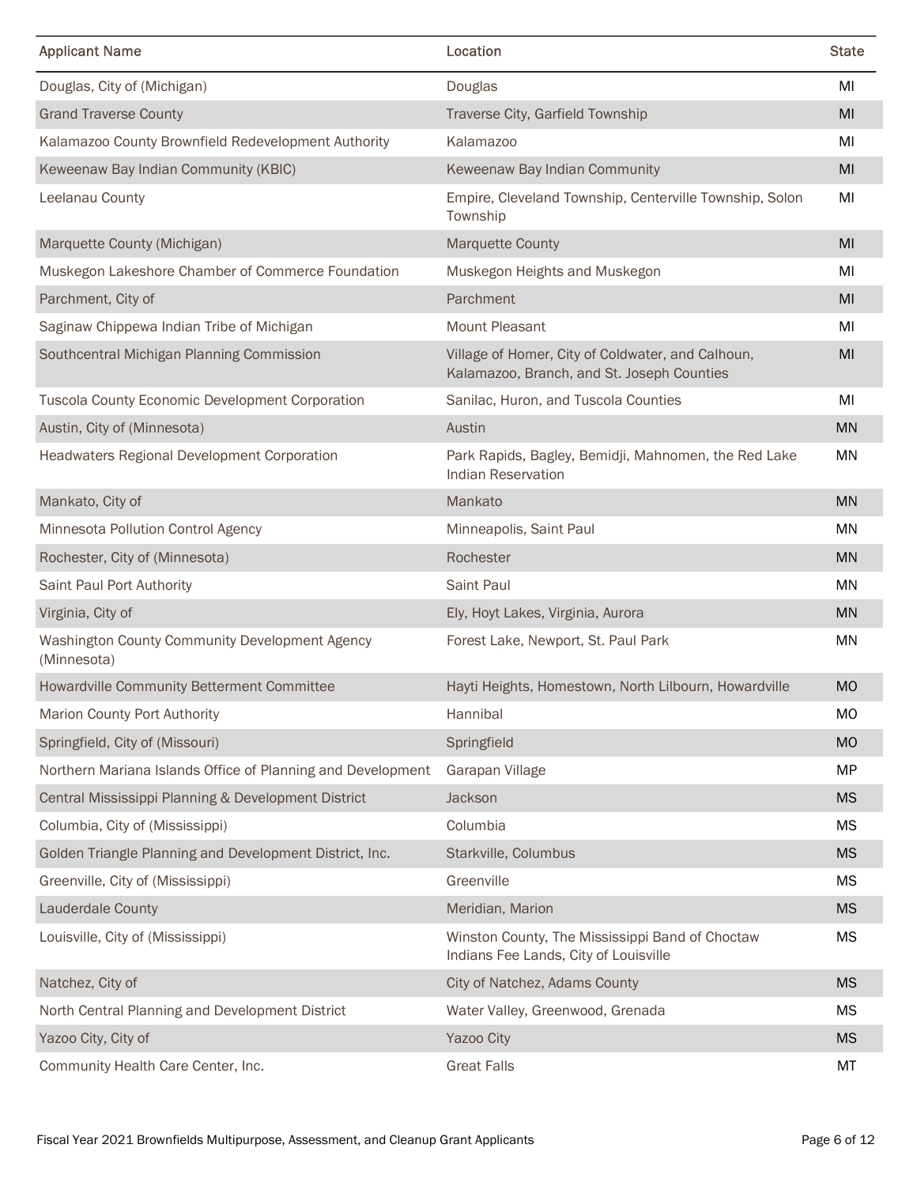| Applicant Name | Location | State |
| --- | --- | --- |
| Douglas, City of (Michigan) | Douglas | MI |
| Grand Traverse County | Traverse City, Garfield Township | MI |
| Kalamazoo County Brownfield Redevelopment Authority | Kalamazoo | MI |
| Keweenaw Bay Indian Community (KBIC) | Keweenaw Bay Indian Community | MI |
| Leelanau County | Empire, Cleveland Township, Centerville Township, Solon Township | MI |
| Marquette County (Michigan) | Marquette County | MI |
| Muskegon Lakeshore Chamber of Commerce Foundation | Muskegon Heights and Muskegon | MI |
| Parchment, City of | Parchment | MI |
| Saginaw Chippewa Indian Tribe of Michigan | Mount Pleasant | MI |
| Southcentral Michigan Planning Commission | Village of Homer, City of Coldwater, and Calhoun, Kalamazoo, Branch, and St. Joseph Counties | MI |
| Tuscola County Economic Development Corporation | Sanilac, Huron, and Tuscola Counties | MI |
| Austin, City of (Minnesota) | Austin | MN |
| Headwaters Regional Development Corporation | Park Rapids, Bagley, Bemidji, Mahnomen, the Red Lake Indian Reservation | MN |
| Mankato, City of | Mankato | MN |
| Minnesota Pollution Control Agency | Minneapolis, Saint Paul | MN |
| Rochester, City of (Minnesota) | Rochester | MN |
| Saint Paul Port Authority | Saint Paul | MN |
| Virginia, City of | Ely, Hoyt Lakes, Virginia, Aurora | MN |
| Washington County Community Development Agency (Minnesota) | Forest Lake, Newport, St. Paul Park | MN |
| Howardville Community Betterment Committee | Hayti Heights, Homestown, North Lilbourn, Howardville | MO |
| Marion County Port Authority | Hannibal | MO |
| Springfield, City of (Missouri) | Springfield | MO |
| Northern Mariana Islands Office of Planning and Development | Garapan Village | MP |
| Central Mississippi Planning & Development District | Jackson | MS |
| Columbia, City of (Mississippi) | Columbia | MS |
| Golden Triangle Planning and Development District, Inc. | Starkville, Columbus | MS |
| Greenville, City of (Mississippi) | Greenville | MS |
| Lauderdale County | Meridian, Marion | MS |
| Louisville, City of (Mississippi) | Winston County, The Mississippi Band of Choctaw Indians Fee Lands, City of Louisville | MS |
| Natchez, City of | City of Natchez, Adams County | MS |
| North Central Planning and Development District | Water Valley, Greenwood, Grenada | MS |
| Yazoo City, City of | Yazoo City | MS |
| Community Health Care Center, Inc. | Great Falls | MT |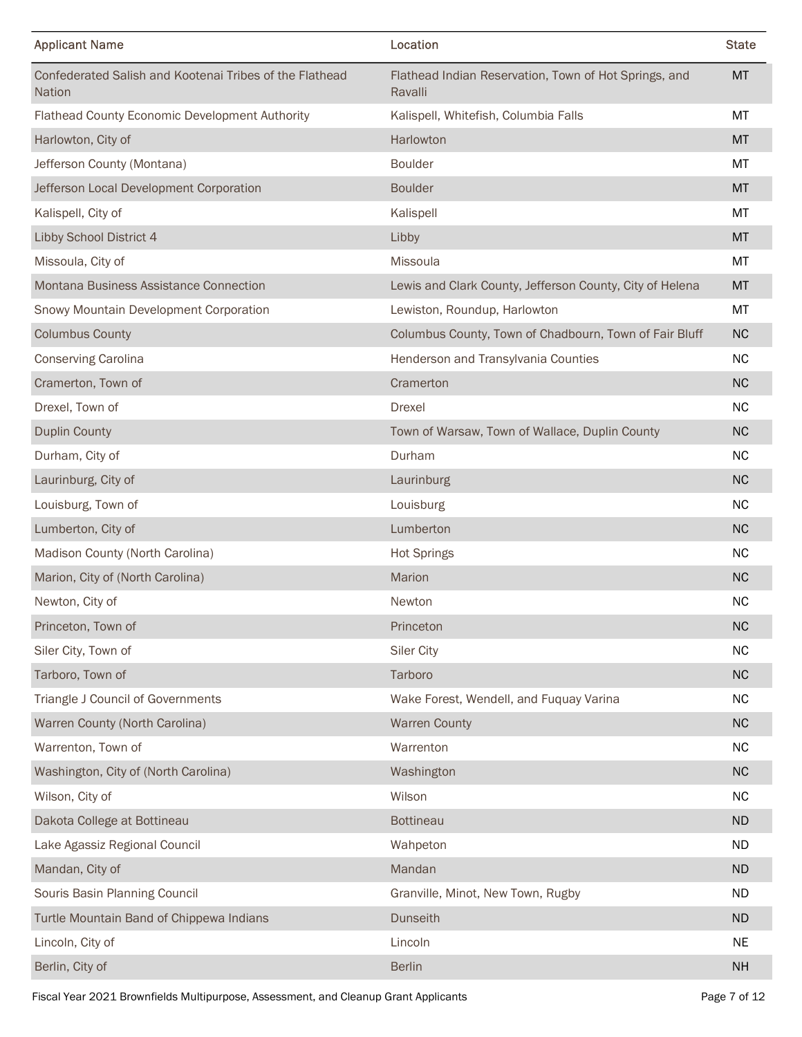| Applicant Name | Location | State |
| --- | --- | --- |
| Confederated Salish and Kootenai Tribes of the Flathead Nation | Flathead Indian Reservation, Town of Hot Springs, and Ravalli | MT |
| Flathead County Economic Development Authority | Kalispell, Whitefish, Columbia Falls | MT |
| Harlowton, City of | Harlowton | MT |
| Jefferson County (Montana) | Boulder | MT |
| Jefferson Local Development Corporation | Boulder | MT |
| Kalispell, City of | Kalispell | MT |
| Libby School District 4 | Libby | MT |
| Missoula, City of | Missoula | MT |
| Montana Business Assistance Connection | Lewis and Clark County, Jefferson County, City of Helena | MT |
| Snowy Mountain Development Corporation | Lewiston, Roundup, Harlowton | MT |
| Columbus County | Columbus County, Town of Chadbourn, Town of Fair Bluff | NC |
| Conserving Carolina | Henderson and Transylvania Counties | NC |
| Cramerton, Town of | Cramerton | NC |
| Drexel, Town of | Drexel | NC |
| Duplin County | Town of Warsaw, Town of Wallace, Duplin County | NC |
| Durham, City of | Durham | NC |
| Laurinburg, City of | Laurinburg | NC |
| Louisburg, Town of | Louisburg | NC |
| Lumberton, City of | Lumberton | NC |
| Madison County (North Carolina) | Hot Springs | NC |
| Marion, City of (North Carolina) | Marion | NC |
| Newton, City of | Newton | NC |
| Princeton, Town of | Princeton | NC |
| Siler City, Town of | Siler City | NC |
| Tarboro, Town of | Tarboro | NC |
| Triangle J Council of Governments | Wake Forest, Wendell, and Fuquay Varina | NC |
| Warren County (North Carolina) | Warren County | NC |
| Warrenton, Town of | Warrenton | NC |
| Washington, City of (North Carolina) | Washington | NC |
| Wilson, City of | Wilson | NC |
| Dakota College at Bottineau | Bottineau | ND |
| Lake Agassiz Regional Council | Wahpeton | ND |
| Mandan, City of | Mandan | ND |
| Souris Basin Planning Council | Granville, Minot, New Town, Rugby | ND |
| Turtle Mountain Band of Chippewa Indians | Dunseith | ND |
| Lincoln, City of | Lincoln | NE |
| Berlin, City of | Berlin | NH |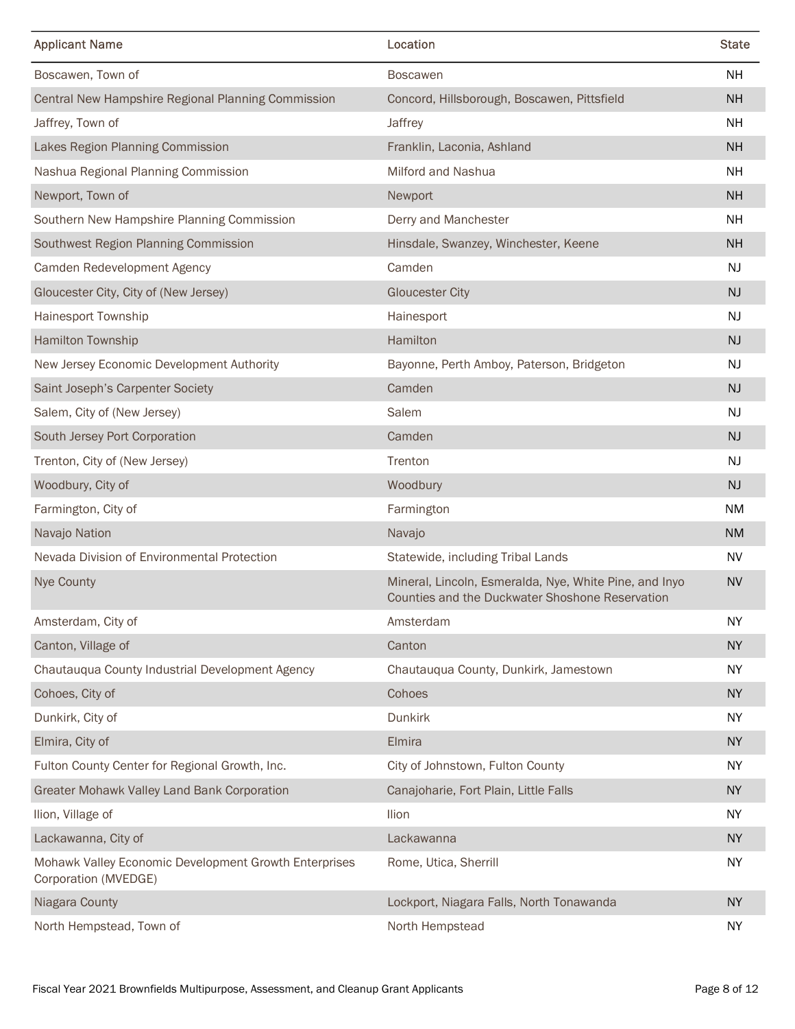| Applicant Name | Location | State |
|---|---|---|
| Boscawen, Town of | Boscawen | NH |
| Central New Hampshire Regional Planning Commission | Concord, Hillsborough, Boscawen, Pittsfield | NH |
| Jaffrey, Town of | Jaffrey | NH |
| Lakes Region Planning Commission | Franklin, Laconia, Ashland | NH |
| Nashua Regional Planning Commission | Milford and Nashua | NH |
| Newport, Town of | Newport | NH |
| Southern New Hampshire Planning Commission | Derry and Manchester | NH |
| Southwest Region Planning Commission | Hinsdale, Swanzey, Winchester, Keene | NH |
| Camden Redevelopment Agency | Camden | NJ |
| Gloucester City, City of (New Jersey) | Gloucester City | NJ |
| Hainesport Township | Hainesport | NJ |
| Hamilton Township | Hamilton | NJ |
| New Jersey Economic Development Authority | Bayonne, Perth Amboy, Paterson, Bridgeton | NJ |
| Saint Joseph's Carpenter Society | Camden | NJ |
| Salem, City of (New Jersey) | Salem | NJ |
| South Jersey Port Corporation | Camden | NJ |
| Trenton, City of (New Jersey) | Trenton | NJ |
| Woodbury, City of | Woodbury | NJ |
| Farmington, City of | Farmington | NM |
| Navajo Nation | Navajo | NM |
| Nevada Division of Environmental Protection | Statewide, including Tribal Lands | NV |
| Nye County | Mineral, Lincoln, Esmeralda, Nye, White Pine, and Inyo Counties and the Duckwater Shoshone Reservation | NV |
| Amsterdam, City of | Amsterdam | NY |
| Canton, Village of | Canton | NY |
| Chautauqua County Industrial Development Agency | Chautauqua County, Dunkirk, Jamestown | NY |
| Cohoes, City of | Cohoes | NY |
| Dunkirk, City of | Dunkirk | NY |
| Elmira, City of | Elmira | NY |
| Fulton County Center for Regional Growth, Inc. | City of Johnstown, Fulton County | NY |
| Greater Mohawk Valley Land Bank Corporation | Canajoharie, Fort Plain, Little Falls | NY |
| Ilion, Village of | Ilion | NY |
| Lackawanna, City of | Lackawanna | NY |
| Mohawk Valley Economic Development Growth Enterprises Corporation (MVEDGE) | Rome, Utica, Sherrill | NY |
| Niagara County | Lockport, Niagara Falls, North Tonawanda | NY |
| North Hempstead, Town of | North Hempstead | NY |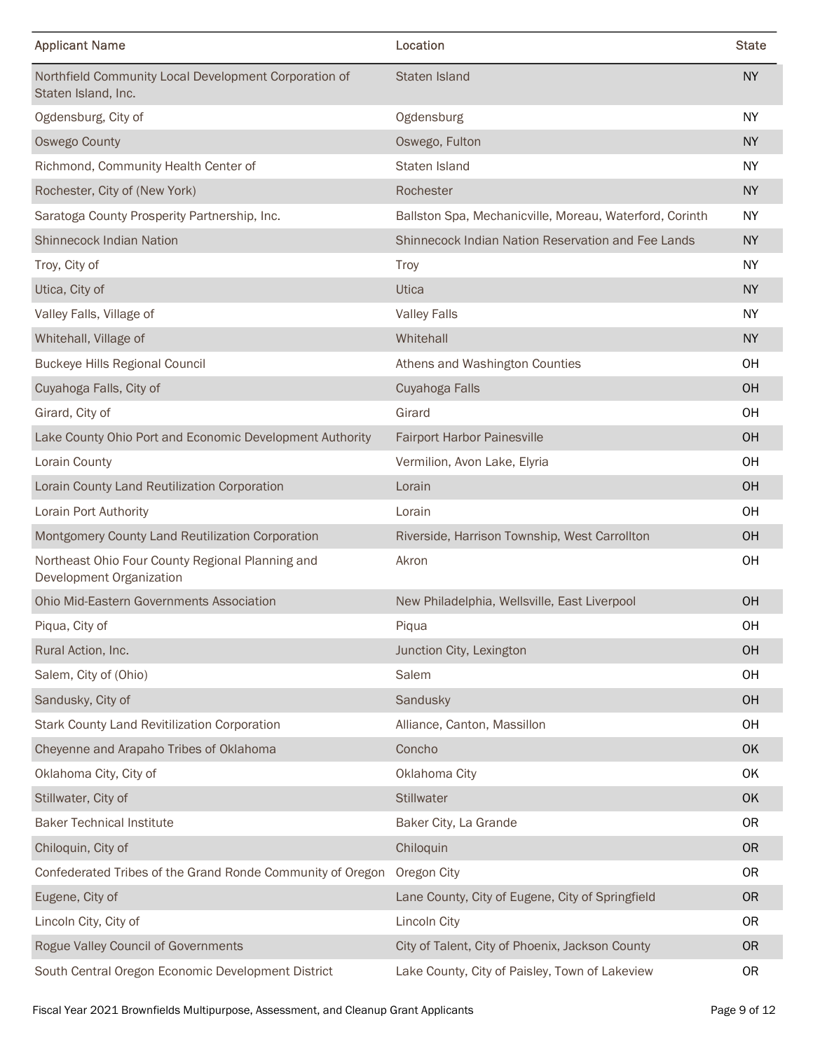| Applicant Name | Location | State |
|---|---|---|
| Northfield Community Local Development Corporation of Staten Island, Inc. | Staten Island | NY |
| Ogdensburg, City of | Ogdensburg | NY |
| Oswego County | Oswego, Fulton | NY |
| Richmond, Community Health Center of | Staten Island | NY |
| Rochester, City of (New York) | Rochester | NY |
| Saratoga County Prosperity Partnership, Inc. | Ballston Spa, Mechanicville, Moreau, Waterford, Corinth | NY |
| Shinnecock Indian Nation | Shinnecock Indian Nation Reservation and Fee Lands | NY |
| Troy, City of | Troy | NY |
| Utica, City of | Utica | NY |
| Valley Falls, Village of | Valley Falls | NY |
| Whitehall, Village of | Whitehall | NY |
| Buckeye Hills Regional Council | Athens and Washington Counties | OH |
| Cuyahoga Falls, City of | Cuyahoga Falls | OH |
| Girard, City of | Girard | OH |
| Lake County Ohio Port and Economic Development Authority | Fairport Harbor Painesville | OH |
| Lorain County | Vermilion, Avon Lake, Elyria | OH |
| Lorain County Land Reutilization Corporation | Lorain | OH |
| Lorain Port Authority | Lorain | OH |
| Montgomery County Land Reutilization Corporation | Riverside, Harrison Township, West Carrollton | OH |
| Northeast Ohio Four County Regional Planning and Development Organization | Akron | OH |
| Ohio Mid-Eastern Governments Association | New Philadelphia, Wellsville, East Liverpool | OH |
| Piqua, City of | Piqua | OH |
| Rural Action, Inc. | Junction City, Lexington | OH |
| Salem, City of (Ohio) | Salem | OH |
| Sandusky, City of | Sandusky | OH |
| Stark County Land Revitilization Corporation | Alliance, Canton, Massillon | OH |
| Cheyenne and Arapaho Tribes of Oklahoma | Concho | OK |
| Oklahoma City, City of | Oklahoma City | OK |
| Stillwater, City of | Stillwater | OK |
| Baker Technical Institute | Baker City, La Grande | OR |
| Chiloquin, City of | Chiloquin | OR |
| Confederated Tribes of the Grand Ronde Community of Oregon | Oregon City | OR |
| Eugene, City of | Lane County, City of Eugene, City of Springfield | OR |
| Lincoln City, City of | Lincoln City | OR |
| Rogue Valley Council of Governments | City of Talent, City of Phoenix, Jackson County | OR |
| South Central Oregon Economic Development District | Lake County, City of Paisley, Town of Lakeview | OR |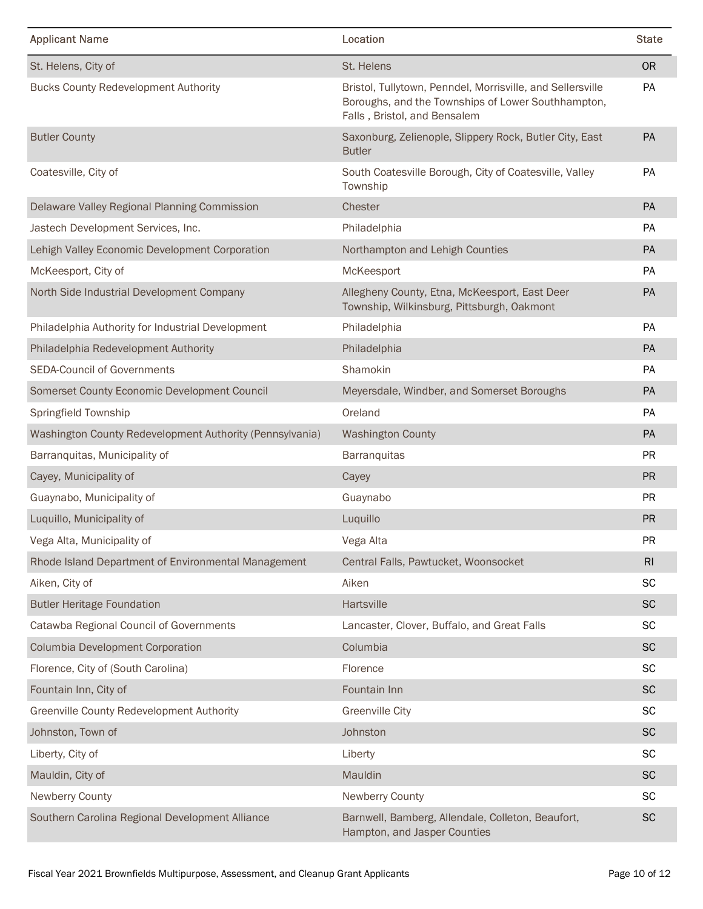| Applicant Name | Location | State |
|---|---|---|
| St. Helens, City of | St. Helens | OR |
| Bucks County Redevelopment Authority | Bristol, Tullytown, Penndel, Morrisville, and Sellersville Boroughs, and the Townships of Lower Southhampton, Falls , Bristol, and Bensalem | PA |
| Butler County | Saxonburg, Zelienople, Slippery Rock, Butler City, East Butler | PA |
| Coatesville, City of | South Coatesville Borough, City of Coatesville, Valley Township | PA |
| Delaware Valley Regional Planning Commission | Chester | PA |
| Jastech Development Services, Inc. | Philadelphia | PA |
| Lehigh Valley Economic Development Corporation | Northampton and Lehigh Counties | PA |
| McKeesport, City of | McKeesport | PA |
| North Side Industrial Development Company | Allegheny County, Etna, McKeesport, East Deer Township, Wilkinsburg, Pittsburgh, Oakmont | PA |
| Philadelphia Authority for Industrial Development | Philadelphia | PA |
| Philadelphia Redevelopment Authority | Philadelphia | PA |
| SEDA-Council of Governments | Shamokin | PA |
| Somerset County Economic Development Council | Meyersdale, Windber, and Somerset Boroughs | PA |
| Springfield Township | Oreland | PA |
| Washington County Redevelopment Authority (Pennsylvania) | Washington County | PA |
| Barranquitas, Municipality of | Barranquitas | PR |
| Cayey, Municipality of | Cayey | PR |
| Guaynabo, Municipality of | Guaynabo | PR |
| Luquillo, Municipality of | Luquillo | PR |
| Vega Alta, Municipality of | Vega Alta | PR |
| Rhode Island Department of Environmental Management | Central Falls, Pawtucket, Woonsocket | RI |
| Aiken, City of | Aiken | SC |
| Butler Heritage Foundation | Hartsville | SC |
| Catawba Regional Council of Governments | Lancaster, Clover, Buffalo, and Great Falls | SC |
| Columbia Development Corporation | Columbia | SC |
| Florence, City of (South Carolina) | Florence | SC |
| Fountain Inn, City of | Fountain Inn | SC |
| Greenville County Redevelopment Authority | Greenville City | SC |
| Johnston, Town of | Johnston | SC |
| Liberty, City of | Liberty | SC |
| Mauldin, City of | Mauldin | SC |
| Newberry County | Newberry County | SC |
| Southern Carolina Regional Development Alliance | Barnwell, Bamberg, Allendale, Colleton, Beaufort, Hampton, and Jasper Counties | SC |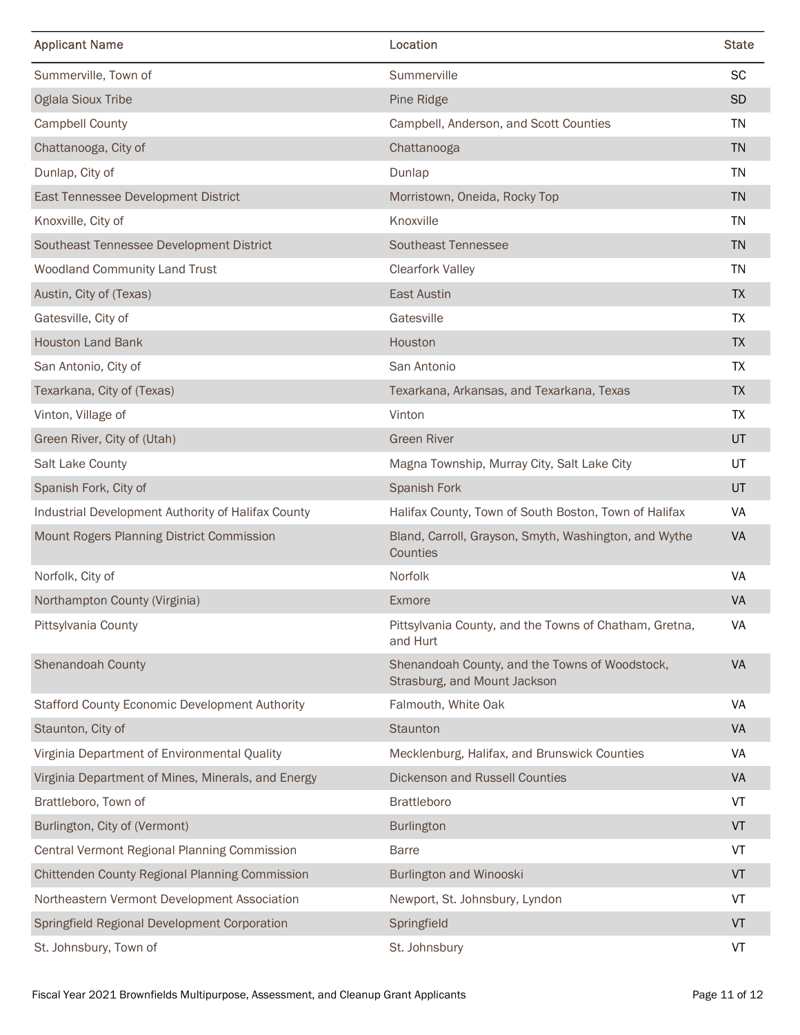| Applicant Name | Location | State |
|---|---|---|
| Summerville, Town of | Summerville | SC |
| Oglala Sioux Tribe | Pine Ridge | SD |
| Campbell County | Campbell, Anderson, and Scott Counties | TN |
| Chattanooga, City of | Chattanooga | TN |
| Dunlap, City of | Dunlap | TN |
| East Tennessee Development District | Morristown, Oneida, Rocky Top | TN |
| Knoxville, City of | Knoxville | TN |
| Southeast Tennessee Development District | Southeast Tennessee | TN |
| Woodland Community Land Trust | Clearfork Valley | TN |
| Austin, City of (Texas) | East Austin | TX |
| Gatesville, City of | Gatesville | TX |
| Houston Land Bank | Houston | TX |
| San Antonio, City of | San Antonio | TX |
| Texarkana, City of (Texas) | Texarkana, Arkansas, and Texarkana, Texas | TX |
| Vinton, Village of | Vinton | TX |
| Green River, City of (Utah) | Green River | UT |
| Salt Lake County | Magna Township, Murray City, Salt Lake City | UT |
| Spanish Fork, City of | Spanish Fork | UT |
| Industrial Development Authority of Halifax County | Halifax County, Town of South Boston, Town of Halifax | VA |
| Mount Rogers Planning District Commission | Bland, Carroll, Grayson, Smyth, Washington, and Wythe Counties | VA |
| Norfolk, City of | Norfolk | VA |
| Northampton County (Virginia) | Exmore | VA |
| Pittsylvania County | Pittsylvania County, and the Towns of Chatham, Gretna, and Hurt | VA |
| Shenandoah County | Shenandoah County, and the Towns of Woodstock, Strasburg, and Mount Jackson | VA |
| Stafford County Economic Development Authority | Falmouth, White Oak | VA |
| Staunton, City of | Staunton | VA |
| Virginia Department of Environmental Quality | Mecklenburg, Halifax, and Brunswick Counties | VA |
| Virginia Department of Mines, Minerals, and Energy | Dickenson and Russell Counties | VA |
| Brattleboro, Town of | Brattleboro | VT |
| Burlington, City of (Vermont) | Burlington | VT |
| Central Vermont Regional Planning Commission | Barre | VT |
| Chittenden County Regional Planning Commission | Burlington and Winooski | VT |
| Northeastern Vermont Development Association | Newport, St. Johnsbury, Lyndon | VT |
| Springfield Regional Development Corporation | Springfield | VT |
| St. Johnsbury, Town of | St. Johnsbury | VT |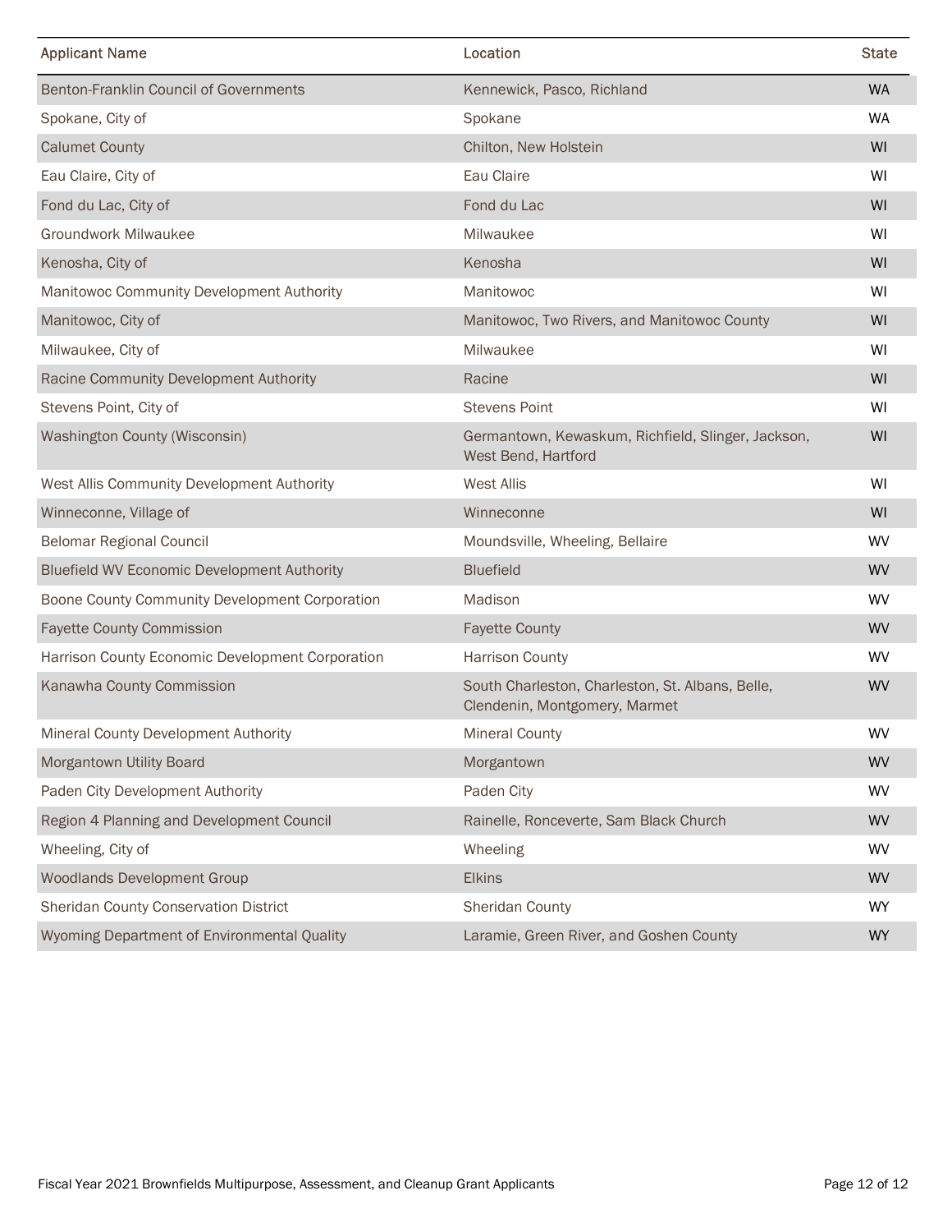| Applicant Name | Location | State |
|---|---|---|
| Benton-Franklin Council of Governments | Kennewick, Pasco, Richland | WA |
| Spokane, City of | Spokane | WA |
| Calumet County | Chilton, New Holstein | WI |
| Eau Claire, City of | Eau Claire | WI |
| Fond du Lac, City of | Fond du Lac | WI |
| Groundwork Milwaukee | Milwaukee | WI |
| Kenosha, City of | Kenosha | WI |
| Manitowoc Community Development Authority | Manitowoc | WI |
| Manitowoc, City of | Manitowoc, Two Rivers, and Manitowoc County | WI |
| Milwaukee, City of | Milwaukee | WI |
| Racine Community Development Authority | Racine | WI |
| Stevens Point, City of | Stevens Point | WI |
| Washington County (Wisconsin) | Germantown, Kewaskum, Richfield, Slinger, Jackson, West Bend, Hartford | WI |
| West Allis Community Development Authority | West Allis | WI |
| Winneconne, Village of | Winneconne | WI |
| Belomar Regional Council | Moundsville, Wheeling, Bellaire | WV |
| Bluefield WV Economic Development Authority | Bluefield | WV |
| Boone County Community Development Corporation | Madison | WV |
| Fayette County Commission | Fayette County | WV |
| Harrison County Economic Development Corporation | Harrison County | WV |
| Kanawha County Commission | South Charleston, Charleston, St. Albans, Belle, Clendenin, Montgomery, Marmet | WV |
| Mineral County Development Authority | Mineral County | WV |
| Morgantown Utility Board | Morgantown | WV |
| Paden City Development Authority | Paden City | WV |
| Region 4 Planning and Development Council | Rainelle, Ronceverte, Sam Black Church | WV |
| Wheeling, City of | Wheeling | WV |
| Woodlands Development Group | Elkins | WV |
| Sheridan County Conservation District | Sheridan County | WY |
| Wyoming Department of Environmental Quality | Laramie, Green River, and Goshen County | WY |